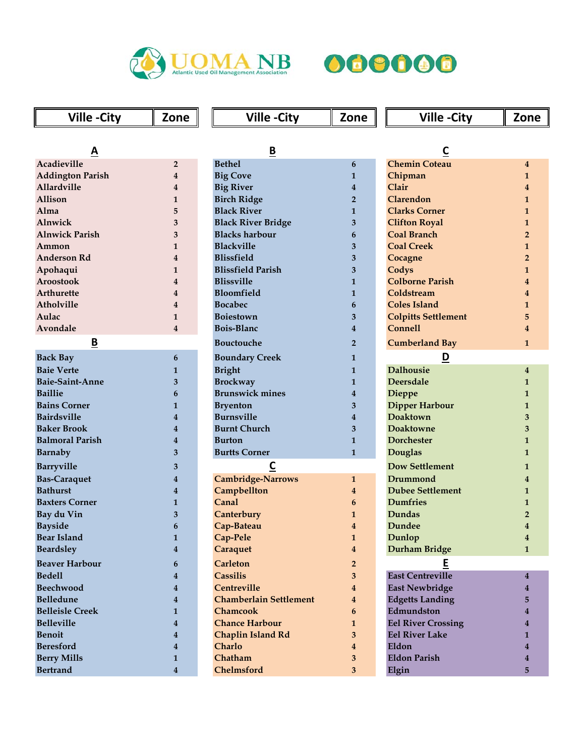# UOMA NB

Atlantic Used Oil Management Association

| Ville -City | Zone |
|---|---|
| **A** | |
| Acadieville | 2 |
| Addington Parish | 4 |
| Allardville | 4 |
| Allison | 1 |
| Alma | 5 |
| Alnwick | 3 |
| Alnwick Parish | 3 |
| Ammon | 1 |
| Anderson Rd | 4 |
| Apohaqui | 1 |
| Aroostook | 4 |
| Arthurette | 4 |
| Atholville | 4 |
| Aulac | 1 |
| Avondale | 4 |
| **B** | |
| Back Bay | 6 |
| Baie Verte | 1 |
| Baie-Saint-Anne | 3 |
| Baillie | 6 |
| Bains Corner | 1 |
| Bairdsville | 4 |
| Baker Brook | 4 |
| Balmoral Parish | 4 |
| Barnaby | 3 |
| Barryville | 3 |
| Bas-Caraquet | 4 |
| Bathurst | 4 |
| Baxters Corner | 1 |
| Bay du Vin | 3 |
| Bayside | 6 |
| Bear Island | 1 |
| Beardsley | 4 |
| Beaver Harbour | 6 |
| Bedell | 4 |
| Beechwood | 4 |
| Belledune | 4 |
| Belleisle Creek | 1 |
| Belleville | 4 |
| Benoit | 4 |
| Beresford | 4 |
| Berry Mills | 1 |
| Bertrand | 4 |
| Bethel | 6 |
| Big Cove | 1 |
| Big River | 4 |
| Birch Ridge | 2 |
| Black River | 1 |
| Black River Bridge | 3 |
| Blacks harbour | 6 |
| Blackville | 3 |
| Blissfield | 3 |
| Blissfield Parish | 3 |
| Blissville | 1 |
| Bloomfield | 1 |
| Bocabec | 6 |
| Boiestown | 3 |
| Bois-Blanc | 4 |
| Bouctouche | 2 |
| Boundary Creek | 1 |
| Bright | 1 |
| Brockway | 1 |
| Brunswick mines | 4 |
| Bryenton | 3 |
| Burnsville | 4 |
| Burnt Church | 3 |
| Burton | 1 |
| Burtts Corner | 1 |
| **C** | |
| Cambridge-Narrows | 1 |
| Campbellton | 4 |
| Canal | 6 |
| Canterbury | 1 |
| Cap-Bateau | 4 |
| Cap-Pele | 1 |
| Caraquet | 4 |
| Carleton | 2 |
| Cassilis | 3 |
| Centreville | 4 |
| Chamberlain Settlement | 4 |
| Chamcook | 6 |
| Chance Harbour | 1 |
| Chaplin Island Rd | 3 |
| Charlo | 4 |
| Chatham | 3 |
| Chelmsford | 3 |
| Chemin Coteau | 4 |
| Chipman | 1 |
| Clair | 4 |
| Clarendon | 1 |
| Clarks Corner | 1 |
| Clifton Royal | 1 |
| Coal Branch | 2 |
| Coal Creek | 1 |
| Cocagne | 2 |
| Codys | 1 |
| Colborne Parish | 4 |
| Coldstream | 4 |
| Coles Island | 1 |
| Colpitts Settlement | 5 |
| Connell | 4 |
| Cumberland Bay | 1 |
| **D** | |
| Dalhousie | 4 |
| Deersdale | 1 |
| Dieppe | 1 |
| Dipper Harbour | 1 |
| Doaktown | 3 |
| Doaktowne | 3 |
| Dorchester | 1 |
| Douglas | 1 |
| Dow Settlement | 1 |
| Drummond | 4 |
| Dubee Settlement | 1 |
| Dumfries | 1 |
| Dundas | 2 |
| Dundee | 4 |
| Dunlop | 4 |
| Durham Bridge | 1 |
| **E** | |
| East Centreville | 4 |
| East Newbridge | 4 |
| Edgetts Landing | 5 |
| Edmundston | 4 |
| Eel River Crossing | 4 |
| Eel River Lake | 1 |
| Eldon | 4 |
| Eldon Parish | 4 |
| Elgin | 5 |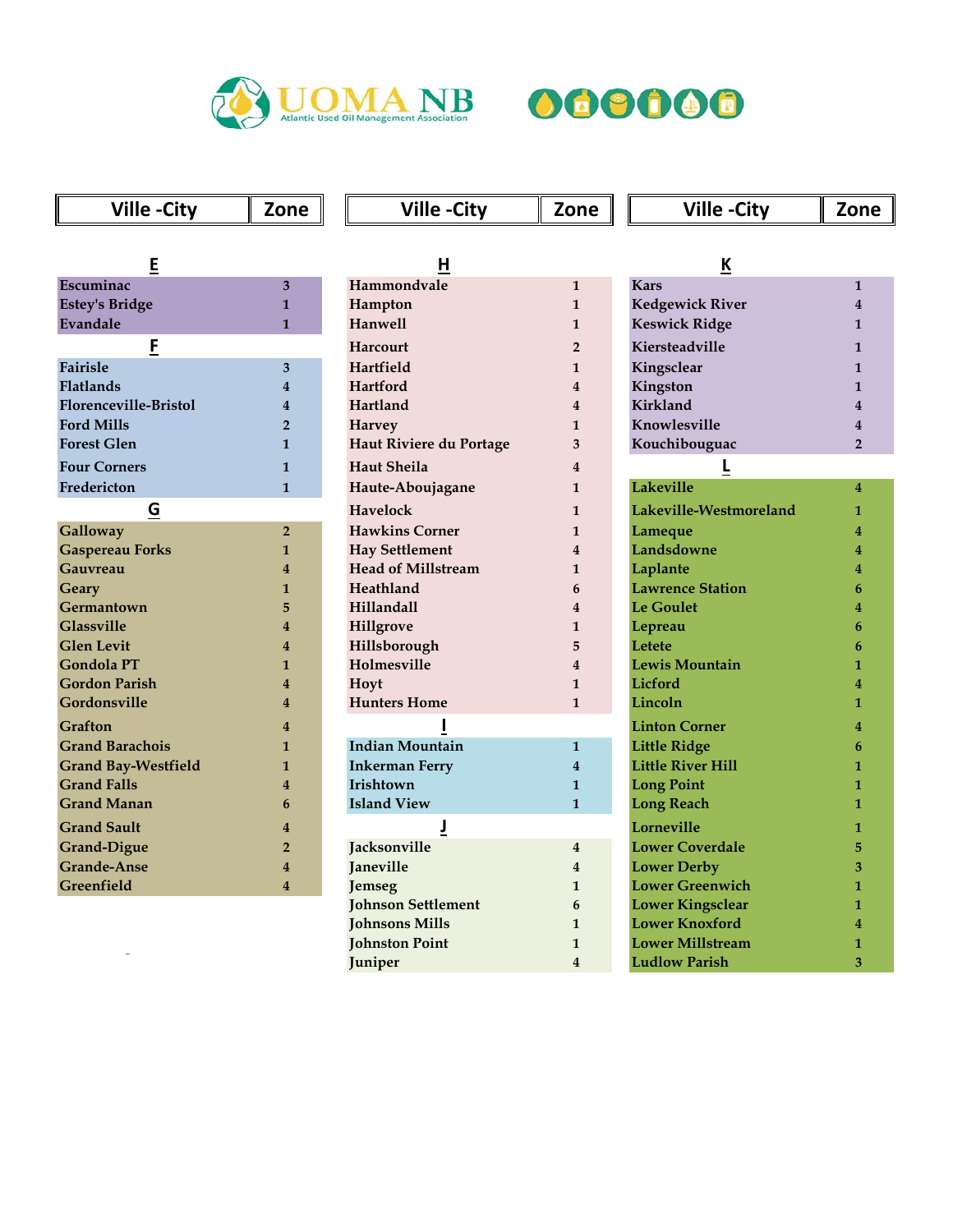# UOMA NB

Atlantic Used Oil Management Association

| Ville -City | Zone |
|---|---|
| **E** | |
| Escuminac | 3 |
| Estey's Bridge | 1 |
| Evandale | 1 |
| **F** | |
| Fairisle | 3 |
| Flatlands | 4 |
| Florenceville-Bristol | 4 |
| Ford Mills | 2 |
| Forest Glen | 1 |
| Four Corners | 1 |
| Fredericton | 1 |
| **G** | |
| Galloway | 2 |
| Gaspereau Forks | 1 |
| Gauvreau | 4 |
| Geary | 1 |
| Germantown | 5 |
| Glassville | 4 |
| Glen Levit | 4 |
| Gondola PT | 1 |
| Gordon Parish | 4 |
| Gordonsville | 4 |
| Grafton | 4 |
| Grand Barachois | 1 |
| Grand Bay-Westfield | 1 |
| Grand Falls | 4 |
| Grand Manan | 6 |
| Grand Sault | 4 |
| Grand-Digue | 2 |
| Grande-Anse | 4 |
| Greenfield | 4 |

| Ville -City | Zone |
|---|---|
| **H** | |
| Hammondvale | 1 |
| Hampton | 1 |
| Hanwell | 1 |
| Harcourt | 2 |
| Hartfield | 1 |
| Hartford | 4 |
| Hartland | 4 |
| Harvey | 1 |
| Haut Riviere du Portage | 3 |
| Haut Sheila | 4 |
| Haute-Aboujagane | 1 |
| Havelock | 1 |
| Hawkins Corner | 1 |
| Hay Settlement | 4 |
| Head of Millstream | 1 |
| Heathland | 6 |
| Hillandall | 4 |
| Hillgrove | 1 |
| Hillsborough | 5 |
| Holmesville | 4 |
| Hoyt | 1 |
| Hunters Home | 1 |
| **I** | |
| Indian Mountain | 1 |
| Inkerman Ferry | 4 |
| Irishtown | 1 |
| Island View | 1 |
| **J** | |
| Jacksonville | 4 |
| Janeville | 4 |
| Jemseg | 1 |
| Johnson Settlement | 6 |
| Johnsons Mills | 1 |
| Johnston Point | 1 |
| Juniper | 4 |

| Ville -City | Zone |
|---|---|
| **K** | |
| Kars | 1 |
| Kedgewick River | 4 |
| Keswick Ridge | 1 |
| Kiersteadville | 1 |
| Kingsclear | 1 |
| Kingston | 1 |
| Kirkland | 4 |
| Knowlesville | 4 |
| Kouchibouguac | 2 |
| **L** | |
| Lakeville | 4 |
| Lakeville-Westmoreland | 1 |
| Lameque | 4 |
| Landsdowne | 4 |
| Laplante | 4 |
| Lawrence Station | 6 |
| Le Goulet | 4 |
| Lepreau | 6 |
| Letete | 6 |
| Lewis Mountain | 1 |
| Licford | 4 |
| Lincoln | 1 |
| Linton Corner | 4 |
| Little Ridge | 6 |
| Little River Hill | 1 |
| Long Point | 1 |
| Long Reach | 1 |
| Lorneville | 1 |
| Lower Coverdale | 5 |
| Lower Derby | 3 |
| Lower Greenwich | 1 |
| Lower Kingsclear | 1 |
| Lower Knoxford | 4 |
| Lower Millstream | 1 |
| Ludlow Parish | 3 |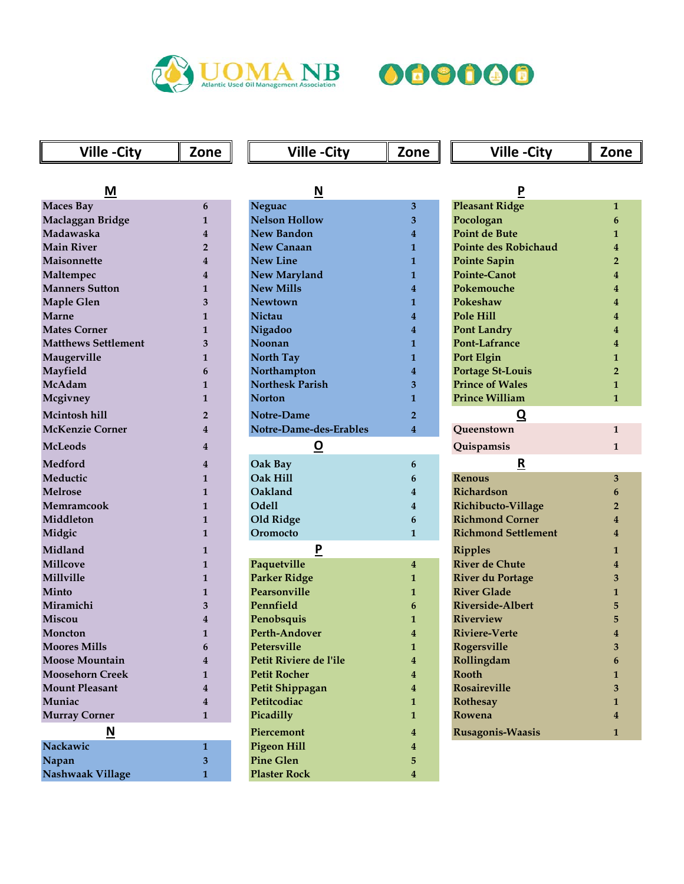UOMA NB
Atlantic Used Oil Management Association

| Ville -City | Zone |
|---|---|
| **M** | |
| Maces Bay | 6 |
| Maclaggan Bridge | 1 |
| Madawaska | 4 |
| Main River | 2 |
| Maisonnette | 4 |
| Maltempec | 4 |
| Manners Sutton | 1 |
| Maple Glen | 3 |
| Marne | 1 |
| Mates Corner | 1 |
| Matthews Settlement | 3 |
| Maugerville | 1 |
| Mayfield | 6 |
| McAdam | 1 |
| Mcgivney | 1 |
| Mcintosh hill | 2 |
| McKenzie Corner | 4 |
| McLeods | 4 |
| Medford | 4 |
| Meductic | 1 |
| Melrose | 1 |
| Memramcook | 1 |
| Middleton | 1 |
| Midgic | 1 |
| Midland | 1 |
| Millcove | 1 |
| Millville | 1 |
| Minto | 1 |
| Miramichi | 3 |
| Miscou | 4 |
| Moncton | 1 |
| Moores Mills | 6 |
| Moose Mountain | 4 |
| Moosehorn Creek | 1 |
| Mount Pleasant | 4 |
| Muniac | 4 |
| Murray Corner | 1 |
| **N** | |
| Nackawic | 1 |
| Napan | 3 |
| Nashwaak Village | 1 |
| Neguac | 3 |
| Nelson Hollow | 3 |
| New Bandon | 4 |
| New Canaan | 1 |
| New Line | 1 |
| New Maryland | 1 |
| New Mills | 4 |
| Newtown | 1 |
| Nictau | 4 |
| Nigadoo | 4 |
| Noonan | 1 |
| North Tay | 1 |
| Northampton | 4 |
| Northesk Parish | 3 |
| Norton | 1 |
| Notre-Dame | 2 |
| Notre-Dame-des-Erables | 4 |
| **O** | |
| Oak Bay | 6 |
| Oak Hill | 6 |
| Oakland | 4 |
| Odell | 4 |
| Old Ridge | 6 |
| Oromocto | 1 |
| **P** | |
| Paquetville | 4 |
| Parker Ridge | 1 |
| Pearsonville | 1 |
| Pennfield | 6 |
| Penobsquis | 1 |
| Perth-Andover | 4 |
| Petersville | 1 |
| Petit Riviere de l'ile | 4 |
| Petit Rocher | 4 |
| Petit Shippagan | 4 |
| Petitcodiac | 1 |
| Picadilly | 1 |
| Piercemont | 4 |
| Pigeon Hill | 4 |
| Pine Glen | 5 |
| Plaster Rock | 4 |
| Pleasant Ridge | 1 |
| Pocologan | 6 |
| Point de Bute | 1 |
| Pointe des Robichaud | 4 |
| Pointe Sapin | 2 |
| Pointe-Canot | 4 |
| Pokemouche | 4 |
| Pokeshaw | 4 |
| Pole Hill | 4 |
| Pont Landry | 4 |
| Pont-Lafrance | 4 |
| Port Elgin | 1 |
| Portage St-Louis | 2 |
| Prince of Wales | 1 |
| Prince William | 1 |
| **Q** | |
| Queenstown | 1 |
| Quispamsis | 1 |
| **R** | |
| Renous | 3 |
| Richardson | 6 |
| Richibucto-Village | 2 |
| Richmond Corner | 4 |
| Richmond Settlement | 4 |
| Ripples | 1 |
| River de Chute | 4 |
| River du Portage | 3 |
| River Glade | 1 |
| Riverside-Albert | 5 |
| Riverview | 5 |
| Riviere-Verte | 4 |
| Rogersville | 3 |
| Rollingdam | 6 |
| Rooth | 1 |
| Rosaireville | 3 |
| Rothesay | 1 |
| Rowena | 4 |
| Rusagonis-Waasis | 1 |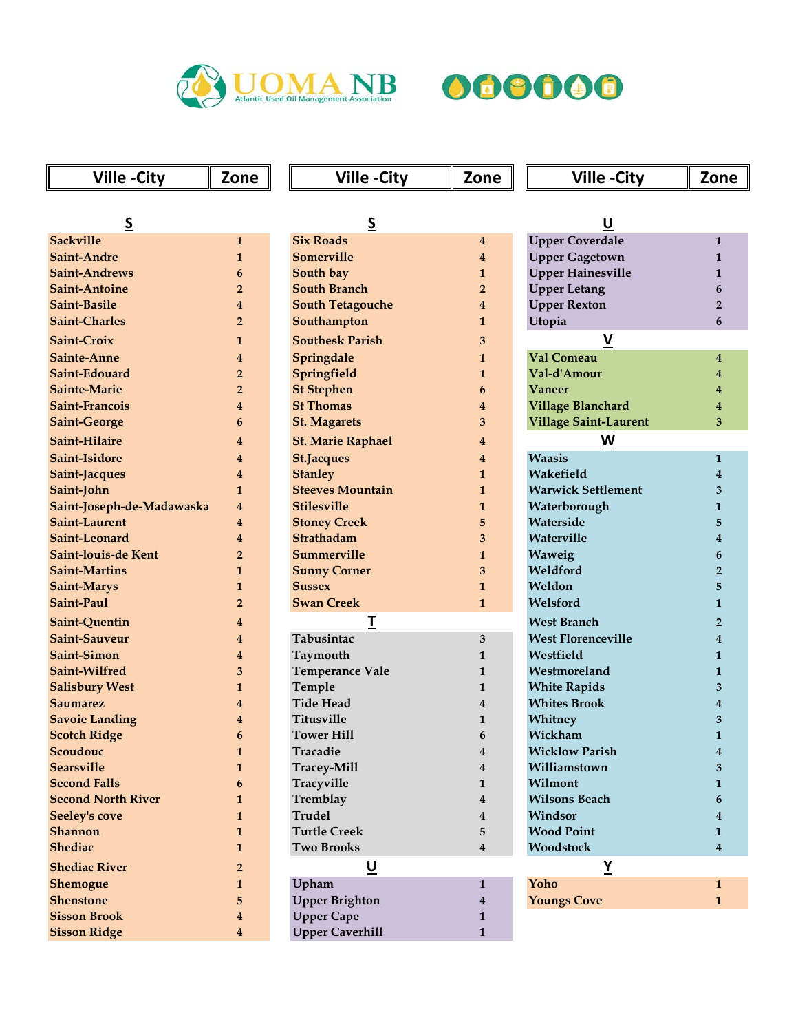UOMA NB
Atlantic Used Oil Management Association

| Ville -City | Zone |
|---|---|
| **S** | |
| Sackville | 1 |
| Saint-Andre | 1 |
| Saint-Andrews | 6 |
| Saint-Antoine | 2 |
| Saint-Basile | 4 |
| Saint-Charles | 2 |
| Saint-Croix | 1 |
| Sainte-Anne | 4 |
| Saint-Edouard | 2 |
| Sainte-Marie | 2 |
| Saint-Francois | 4 |
| Saint-George | 6 |
| Saint-Hilaire | 4 |
| Saint-Isidore | 4 |
| Saint-Jacques | 4 |
| Saint-John | 1 |
| Saint-Joseph-de-Madawaska | 4 |
| Saint-Laurent | 4 |
| Saint-Leonard | 4 |
| Saint-louis-de Kent | 2 |
| Saint-Martins | 1 |
| Saint-Marys | 1 |
| Saint-Paul | 2 |
| Saint-Quentin | 4 |
| Saint-Sauveur | 4 |
| Saint-Simon | 4 |
| Saint-Wilfred | 3 |
| Salisbury West | 1 |
| Saumarez | 4 |
| Savoie Landing | 4 |
| Scotch Ridge | 6 |
| Scoudouc | 1 |
| Searsville | 1 |
| Second Falls | 6 |
| Second North River | 1 |
| Seeley's cove | 1 |
| Shannon | 1 |
| Shediac | 1 |
| Shediac River | 2 |
| Shemogue | 1 |
| Shenstone | 5 |
| Sisson Brook | 4 |
| Sisson Ridge | 4 |

| Ville -City | Zone |
|---|---|
| **S** | |
| Six Roads | 4 |
| Somerville | 4 |
| South bay | 1 |
| South Branch | 2 |
| South Tetagouche | 4 |
| Southampton | 1 |
| Southesk Parish | 3 |
| Springdale | 1 |
| Springfield | 1 |
| St Stephen | 6 |
| St Thomas | 4 |
| St. Magarets | 3 |
| St. Marie Raphael | 4 |
| St.Jacques | 4 |
| Stanley | 1 |
| Steeves Mountain | 1 |
| Stilesville | 1 |
| Stoney Creek | 5 |
| Strathadam | 3 |
| Summerville | 1 |
| Sunny Corner | 3 |
| Sussex | 1 |
| Swan Creek | 1 |
| **T** | |
| Tabusintac | 3 |
| Taymouth | 1 |
| Temperance Vale | 1 |
| Temple | 1 |
| Tide Head | 4 |
| Titusville | 1 |
| Tower Hill | 6 |
| Tracadie | 4 |
| Tracey-Mill | 4 |
| Tracyville | 1 |
| Tremblay | 4 |
| Trudel | 4 |
| Turtle Creek | 5 |
| Two Brooks | 4 |
| **U** | |
| Upham | 1 |
| Upper Brighton | 4 |
| Upper Cape | 1 |
| Upper Caverhill | 1 |

| Ville -City | Zone |
|---|---|
| **U** | |
| Upper Coverdale | 1 |
| Upper Gagetown | 1 |
| Upper Hainesville | 1 |
| Upper Letang | 6 |
| Upper Rexton | 2 |
| Utopia | 6 |
| **V** | |
| Val Comeau | 4 |
| Val-d'Amour | 4 |
| Vaneer | 4 |
| Village Blanchard | 4 |
| Village Saint-Laurent | 3 |
| **W** | |
| Waasis | 1 |
| Wakefield | 4 |
| Warwick Settlement | 3 |
| Waterborough | 1 |
| Waterside | 5 |
| Waterville | 4 |
| Waweig | 6 |
| Weldford | 2 |
| Weldon | 5 |
| Welsford | 1 |
| West Branch | 2 |
| West Florenceville | 4 |
| Westfield | 1 |
| Westmoreland | 1 |
| White Rapids | 3 |
| Whites Brook | 4 |
| Whitney | 3 |
| Wickham | 1 |
| Wicklow Parish | 4 |
| Williamstown | 3 |
| Wilmont | 1 |
| Wilsons Beach | 6 |
| Windsor | 4 |
| Wood Point | 1 |
| Woodstock | 4 |
| **Y** | |
| Yoho | 1 |
| Youngs Cove | 1 |